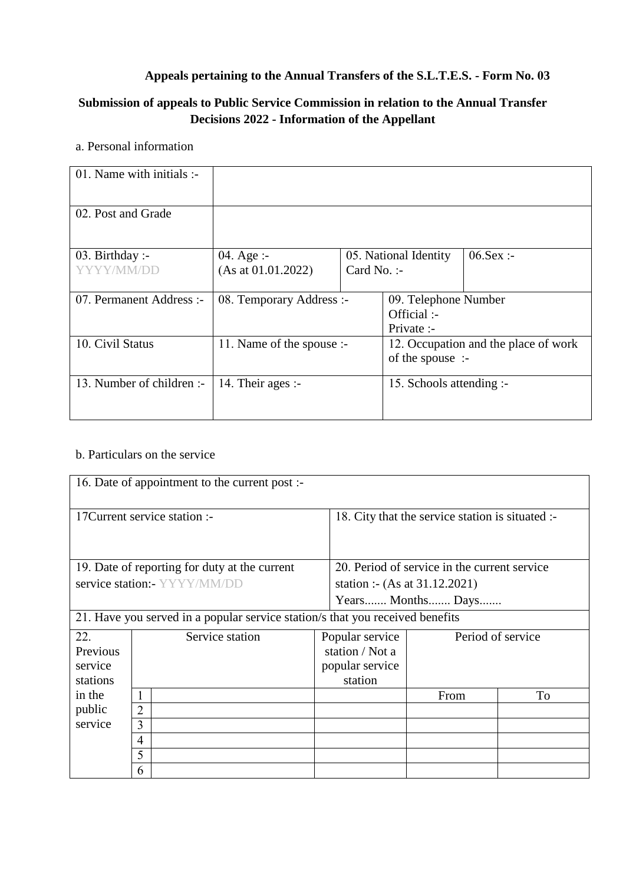**Appeals pertaining to the Annual Transfers of the S.L.T.E.S. - Form No. 03**

**Submission of appeals to Public Service Commission in relation to the Annual Transfer Decisions 2022 - Information of the Appellant**

a. Personal information

| 01. Name with initials :- | | | |
|---|---|---|---|
| 02. Post and Grade | | | |
| 03. Birthday :- YYYY/MM/DD | 04. Age :- (As at 01.01.2022) | 05. National Identity Card No. :- | 06.Sex :- |
| 07. Permanent Address :- | 08. Temporary Address :- | 09. Telephone Number Official :- Private :- | |
| 10. Civil Status | 11. Name of the spouse :- | 12. Occupation and the place of work of the spouse :- | |
| 13. Number of children :- | 14. Their ages :- | 15. Schools attending :- | |

b. Particulars on the service

| 16. Date of appointment to the current post :- | |
|---|---|
| 17Current service station :- | 18. City that the service station is situated :- |
| 19. Date of reporting for duty at the current service station:- YYYY/MM/DD | 20. Period of service in the current service station :- (As at 31.12.2021) Years....... Months....... Days....... |
| 21. Have you served in a popular service station/s that you received benefits | |

| 22. Previous service stations in the public service | | Service station | Popular service station / Not a popular service station | Period of service | |
|---|---|---|---|---|---|
| | 1 | | | From | To |
| | 2 | | | | |
| | 3 | | | | |
| | 4 | | | | |
| | 5 | | | | |
| | 6 | | | | |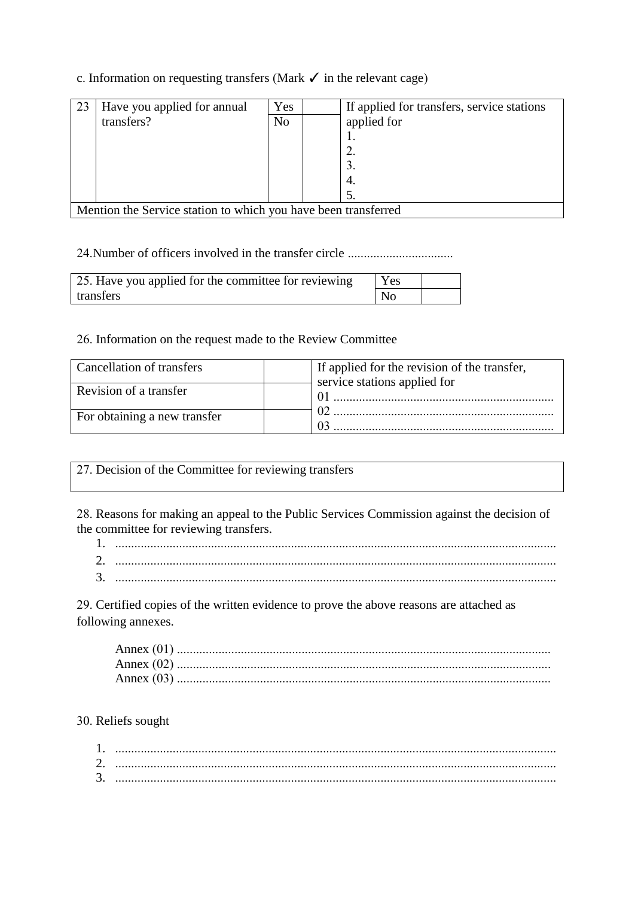c. Information on requesting transfers (Mark ✓ in the relevant cage)

| 23 | Have you applied for annual transfers? | Yes | | If applied for transfers, service stations applied for<br>1.<br>2.<br>3.<br>4.<br>5. |
|---|---|---|---|---|
| | | No | | |
| Mention the Service station to which you have been transferred | | | | |

24.Number of officers involved in the transfer circle .................................

| 25. Have you applied for the committee for reviewing transfers | Yes | |
|---|---|---|
| | No | |

26. Information on the request made to the Review Committee

| Cancellation of transfers | | If applied for the revision of the transfer, service stations applied for<br>01 ....................................................................<br>02 ....................................................................<br>03 .................................................................... |
|---|---|---|
| Revision of a transfer | | |
| For obtaining a new transfer | | |

| 27. Decision of the Committee for reviewing transfers |
|---|
| |

28. Reasons for making an appeal to the Public Services Commission against the decision of the committee for reviewing transfers.

1. ........................................................................................................................................
2. ........................................................................................................................................
3. ........................................................................................................................................

29. Certified copies of the written evidence to prove the above reasons are attached as following annexes.

Annex (01) ....................................................................................................................
Annex (02) ....................................................................................................................
Annex (03) ....................................................................................................................

30. Reliefs sought

1. ........................................................................................................................................
2. ........................................................................................................................................
3. ........................................................................................................................................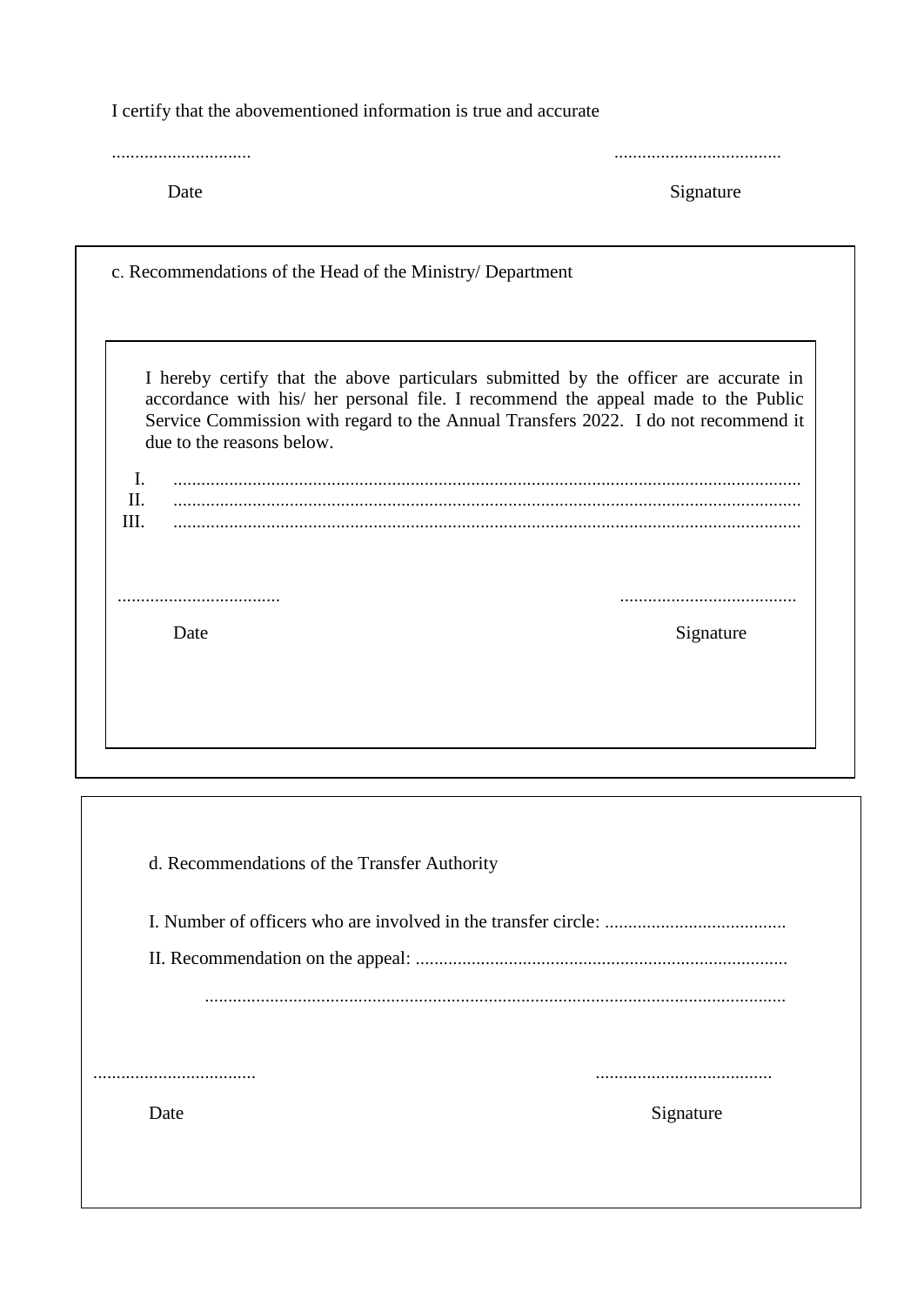I certify that the abovementioned information is true and accurate

..............................                                                                                    ....................................

Date                                                                                                                    Signature

c. Recommendations of the Head of the Ministry/ Department

I hereby certify that the above particulars submitted by the officer are accurate in accordance with his/ her personal file. I recommend the appeal made to the Public Service Commission with regard to the Annual Transfers 2022. I do not recommend it due to the reasons below.

I. .....................................................................................................................................
II. .....................................................................................................................................
III. .....................................................................................................................................

...................................                                                                                    ......................................

Date                                                                                                                    Signature

d. Recommendations of the Transfer Authority

I. Number of officers who are involved in the transfer circle: .......................................

II. Recommendation on the appeal: ...............................................................................

............................................................................................................................

...................................                                                                                    ......................................

Date                                                                                                                    Signature